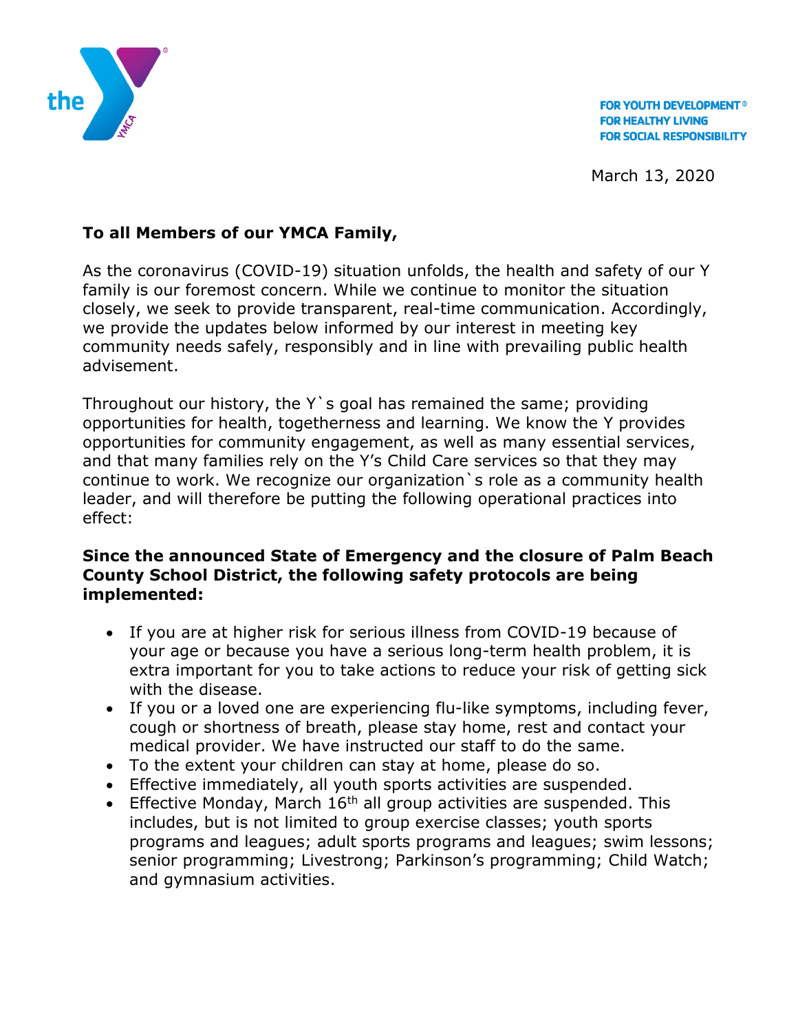FOR YOUTH DEVELOPMENT®
FOR HEALTHY LIVING
FOR SOCIAL RESPONSIBILITY

March 13, 2020

**To all Members of our YMCA Family,**

As the coronavirus (COVID-19) situation unfolds, the health and safety of our Y family is our foremost concern. While we continue to monitor the situation closely, we seek to provide transparent, real-time communication. Accordingly, we provide the updates below informed by our interest in meeting key community needs safely, responsibly and in line with prevailing public health advisement.

Throughout our history, the Y`s goal has remained the same; providing opportunities for health, togetherness and learning. We know the Y provides opportunities for community engagement, as well as many essential services, and that many families rely on the Y's Child Care services so that they may continue to work. We recognize our organization`s role as a community health leader, and will therefore be putting the following operational practices into effect:

**Since the announced State of Emergency and the closure of Palm Beach County School District, the following safety protocols are being implemented:**

- If you are at higher risk for serious illness from COVID-19 because of your age or because you have a serious long-term health problem, it is extra important for you to take actions to reduce your risk of getting sick with the disease.
- If you or a loved one are experiencing flu-like symptoms, including fever, cough or shortness of breath, please stay home, rest and contact your medical provider. We have instructed our staff to do the same.
- To the extent your children can stay at home, please do so.
- Effective immediately, all youth sports activities are suspended.
- Effective Monday, March 16th all group activities are suspended. This includes, but is not limited to group exercise classes; youth sports programs and leagues; adult sports programs and leagues; swim lessons; senior programming; Livestrong; Parkinson's programming; Child Watch; and gymnasium activities.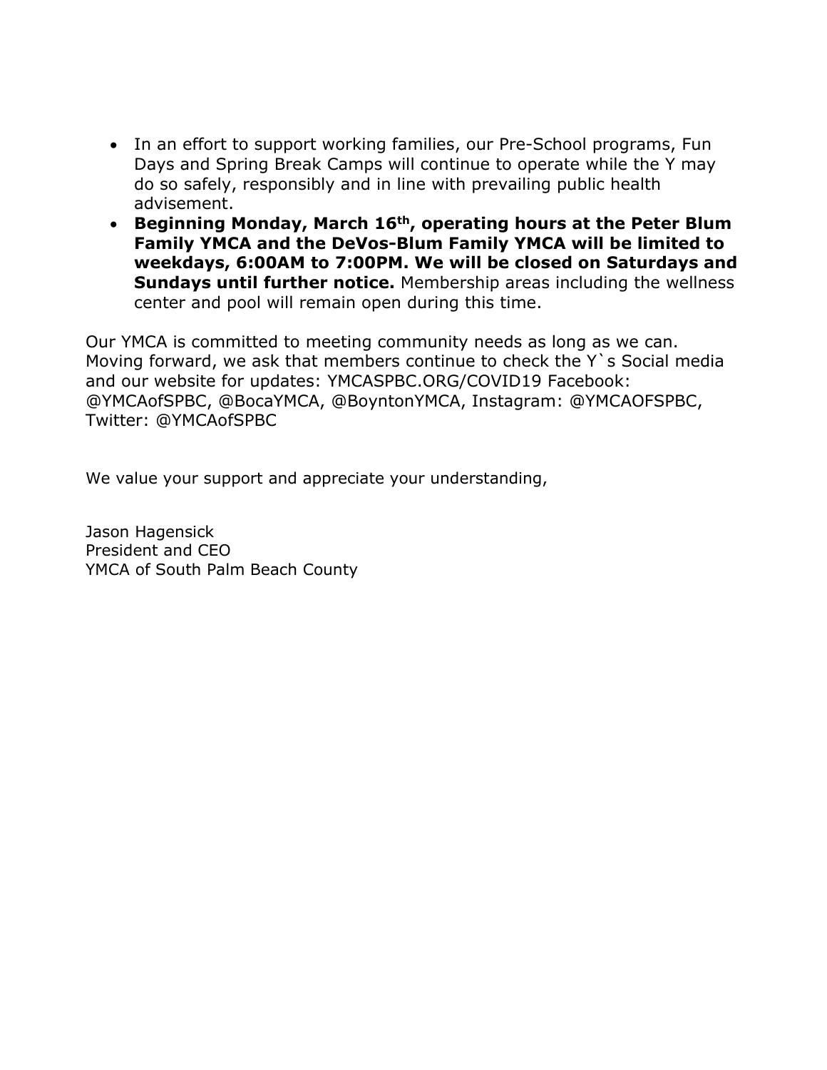- In an effort to support working families, our Pre-School programs, Fun Days and Spring Break Camps will continue to operate while the Y may do so safely, responsibly and in line with prevailing public health advisement.
- **Beginning Monday, March 16th, operating hours at the Peter Blum Family YMCA and the DeVos-Blum Family YMCA will be limited to weekdays, 6:00AM to 7:00PM. We will be closed on Saturdays and Sundays until further notice.** Membership areas including the wellness center and pool will remain open during this time.

Our YMCA is committed to meeting community needs as long as we can. Moving forward, we ask that members continue to check the Y`s Social media and our website for updates: YMCASPBC.ORG/COVID19 Facebook: @YMCAofSPBC, @BocaYMCA, @BoyntonYMCA, Instagram: @YMCAOFSPBC, Twitter: @YMCAofSPBC

We value your support and appreciate your understanding,

Jason Hagensick
President and CEO
YMCA of South Palm Beach County